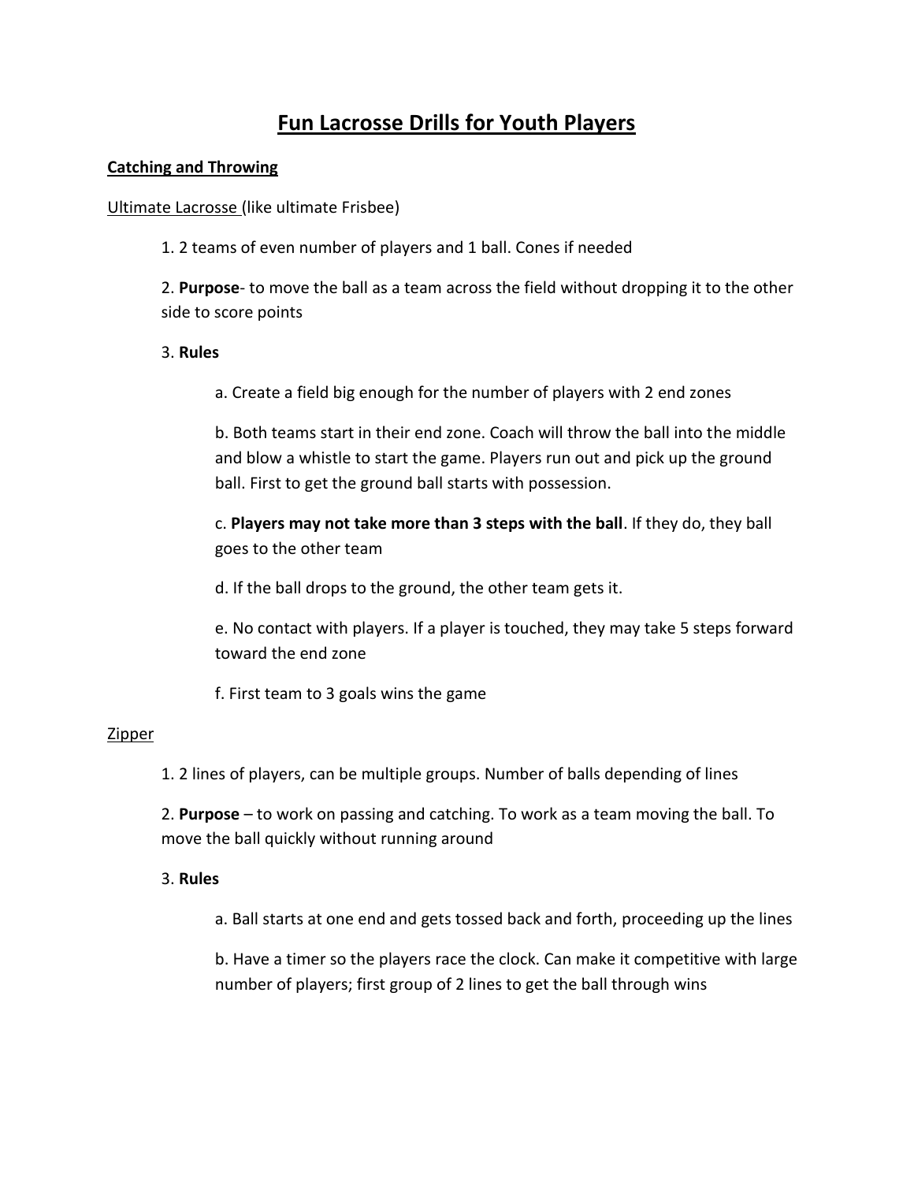# Fun Lacrosse Drills for Youth Players

## Catching and Throwing

Ultimate Lacrosse (like ultimate Frisbee)

1. 2 teams of even number of players and 1 ball. Cones if needed

2. **Purpose**- to move the ball as a team across the field without dropping it to the other side to score points

3. **Rules**

   a. Create a field big enough for the number of players with 2 end zones

   b. Both teams start in their end zone. Coach will throw the ball into the middle and blow a whistle to start the game. Players run out and pick up the ground ball. First to get the ground ball starts with possession.

   c. **Players may not take more than 3 steps with the ball**. If they do, they ball goes to the other team

   d. If the ball drops to the ground, the other team gets it.

   e. No contact with players. If a player is touched, they may take 5 steps forward toward the end zone

   f. First team to 3 goals wins the game

Zipper

1. 2 lines of players, can be multiple groups. Number of balls depending of lines

2. **Purpose** – to work on passing and catching. To work as a team moving the ball. To move the ball quickly without running around

3. **Rules**

   a. Ball starts at one end and gets tossed back and forth, proceeding up the lines

   b. Have a timer so the players race the clock. Can make it competitive with large number of players; first group of 2 lines to get the ball through wins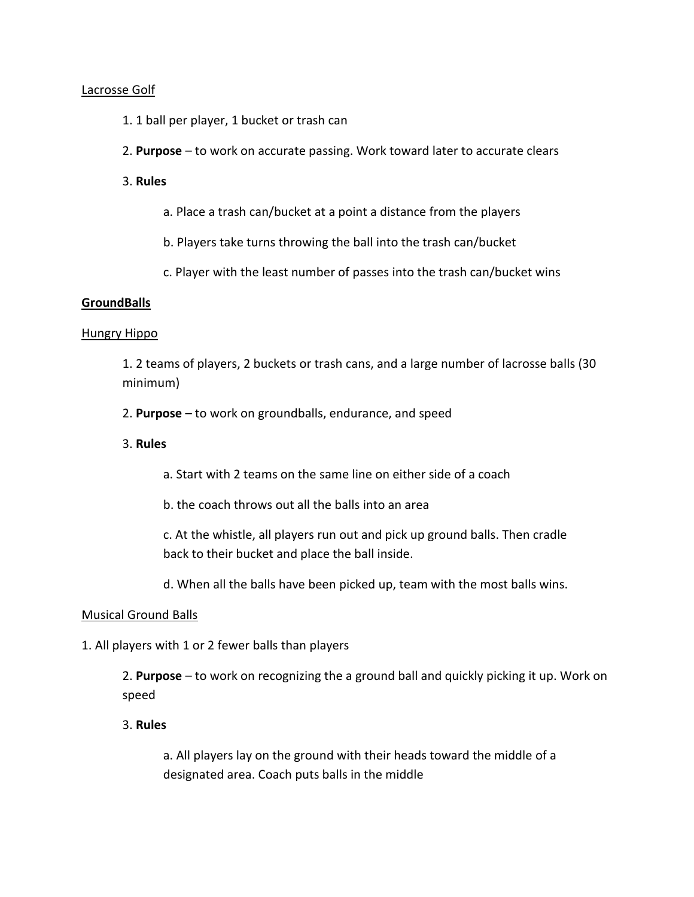Lacrosse Golf

1. 1 ball per player, 1 bucket or trash can
2. **Purpose** – to work on accurate passing. Work toward later to accurate clears
3. **Rules**
    a. Place a trash can/bucket at a point a distance from the players
    b. Players take turns throwing the ball into the trash can/bucket
    c. Player with the least number of passes into the trash can/bucket wins

**GroundBalls**

Hungry Hippo

1. 2 teams of players, 2 buckets or trash cans, and a large number of lacrosse balls (30 minimum)
2. **Purpose** – to work on groundballs, endurance, and speed
3. **Rules**
    a. Start with 2 teams on the same line on either side of a coach
    b. the coach throws out all the balls into an area
    c. At the whistle, all players run out and pick up ground balls. Then cradle back to their bucket and place the ball inside.
    d. When all the balls have been picked up, team with the most balls wins.

Musical Ground Balls

1. All players with 1 or 2 fewer balls than players
2. **Purpose** – to work on recognizing the a ground ball and quickly picking it up. Work on speed
3. **Rules**
    a. All players lay on the ground with their heads toward the middle of a designated area. Coach puts balls in the middle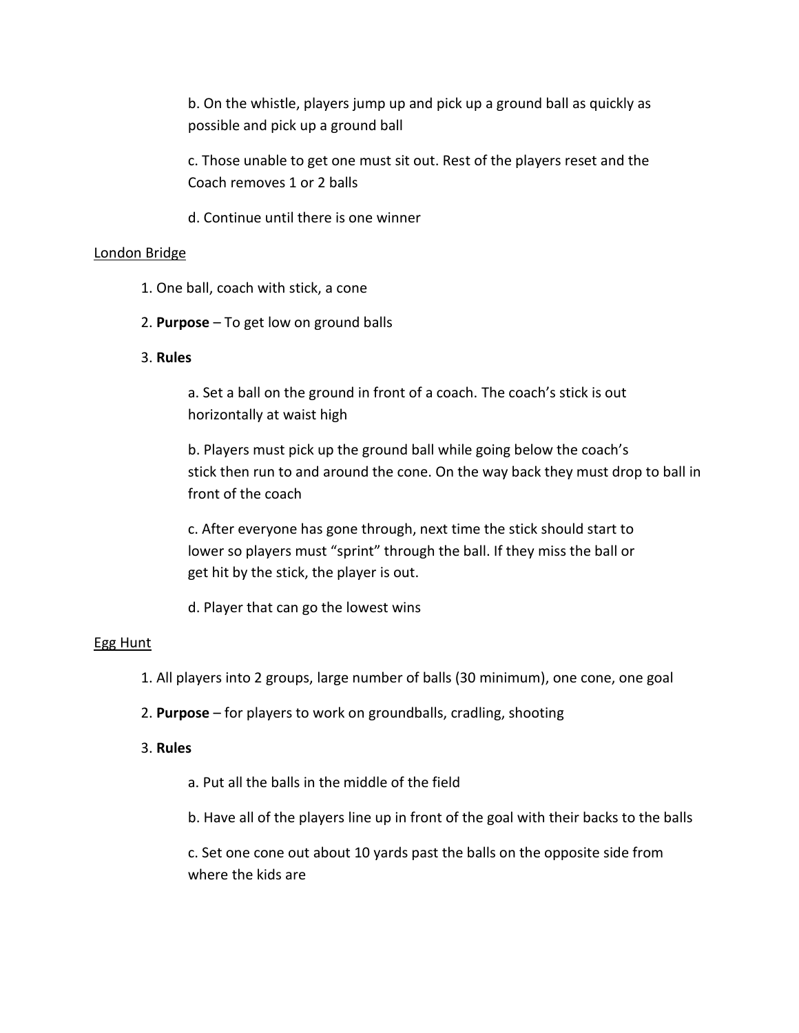b. On the whistle, players jump up and pick up a ground ball as quickly as possible and pick up a ground ball

c. Those unable to get one must sit out. Rest of the players reset and the Coach removes 1 or 2 balls

d. Continue until there is one winner

<u>London Bridge</u>

1. One ball, coach with stick, a cone

2. **Purpose** – To get low on ground balls

3. **Rules**

   a. Set a ball on the ground in front of a coach. The coach's stick is out horizontally at waist high

   b. Players must pick up the ground ball while going below the coach's stick then run to and around the cone. On the way back they must drop to ball in front of the coach

   c. After everyone has gone through, next time the stick should start to lower so players must "sprint" through the ball. If they miss the ball or get hit by the stick, the player is out.

   d. Player that can go the lowest wins

<u>Egg Hunt</u>

1. All players into 2 groups, large number of balls (30 minimum), one cone, one goal

2. **Purpose** – for players to work on groundballs, cradling, shooting

3. **Rules**

   a. Put all the balls in the middle of the field

   b. Have all of the players line up in front of the goal with their backs to the balls

   c. Set one cone out about 10 yards past the balls on the opposite side from where the kids are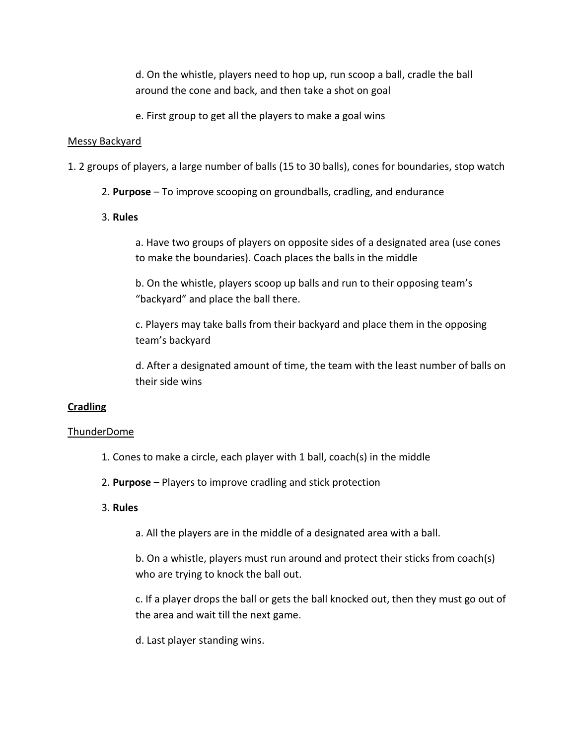d. On the whistle, players need to hop up, run scoop a ball, cradle the ball around the cone and back, and then take a shot on goal

e. First group to get all the players to make a goal wins

<u>Messy Backyard</u>

1. 2 groups of players, a large number of balls (15 to 30 balls), cones for boundaries, stop watch

2. **Purpose** – To improve scooping on groundballs, cradling, and endurance

3. **Rules**

a. Have two groups of players on opposite sides of a designated area (use cones to make the boundaries). Coach places the balls in the middle

b. On the whistle, players scoop up balls and run to their opposing team's "backyard" and place the ball there.

c. Players may take balls from their backyard and place them in the opposing team's backyard

d. After a designated amount of time, the team with the least number of balls on their side wins

**<u>Cradling</u>**

<u>ThunderDome</u>

1. Cones to make a circle, each player with 1 ball, coach(s) in the middle

2. **Purpose** – Players to improve cradling and stick protection

3. **Rules**

a. All the players are in the middle of a designated area with a ball.

b. On a whistle, players must run around and protect their sticks from coach(s) who are trying to knock the ball out.

c. If a player drops the ball or gets the ball knocked out, then they must go out of the area and wait till the next game.

d. Last player standing wins.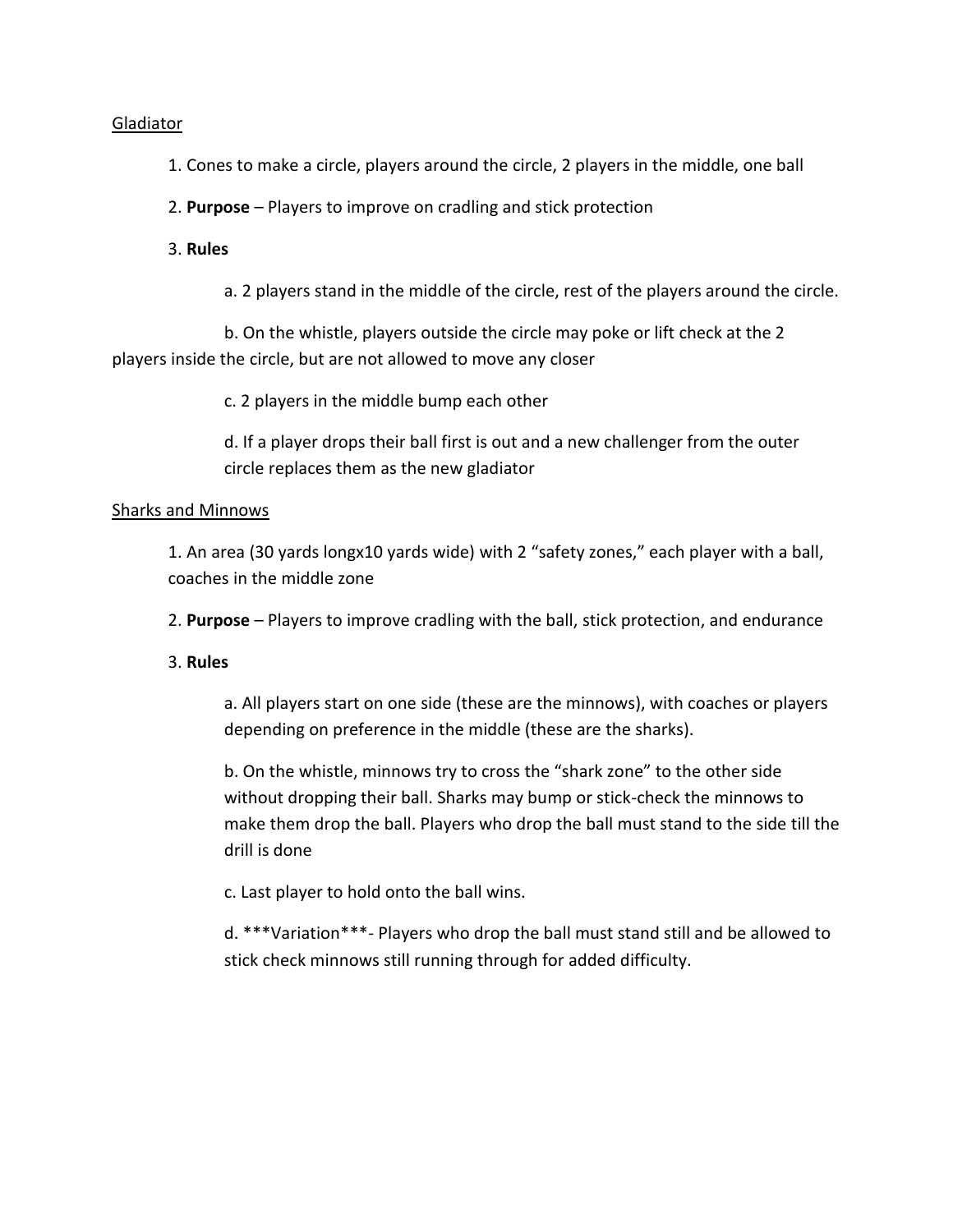Gladiator

1. Cones to make a circle, players around the circle, 2 players in the middle, one ball

2. **Purpose** – Players to improve on cradling and stick protection

3. **Rules**

   a. 2 players stand in the middle of the circle, rest of the players around the circle.

   b. On the whistle, players outside the circle may poke or lift check at the 2 players inside the circle, but are not allowed to move any closer

   c. 2 players in the middle bump each other

   d. If a player drops their ball first is out and a new challenger from the outer circle replaces them as the new gladiator

Sharks and Minnows

1. An area (30 yards longx10 yards wide) with 2 "safety zones," each player with a ball, coaches in the middle zone

2. **Purpose** – Players to improve cradling with the ball, stick protection, and endurance

3. **Rules**

   a. All players start on one side (these are the minnows), with coaches or players depending on preference in the middle (these are the sharks).

   b. On the whistle, minnows try to cross the "shark zone" to the other side without dropping their ball. Sharks may bump or stick-check the minnows to make them drop the ball. Players who drop the ball must stand to the side till the drill is done

   c. Last player to hold onto the ball wins.

   d. ***Variation***- Players who drop the ball must stand still and be allowed to stick check minnows still running through for added difficulty.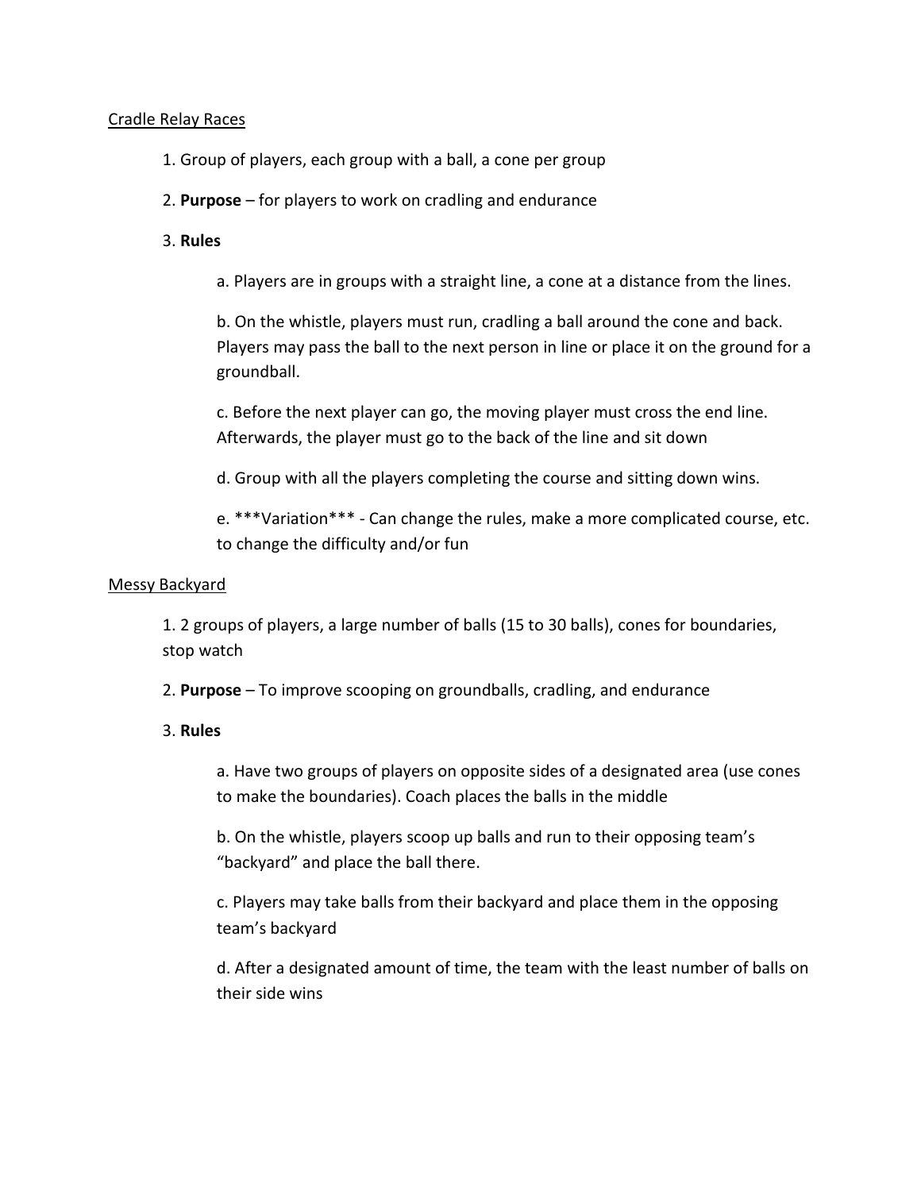Cradle Relay Races

1. Group of players, each group with a ball, a cone per group

2. **Purpose** – for players to work on cradling and endurance

3. **Rules**

    a. Players are in groups with a straight line, a cone at a distance from the lines.

    b. On the whistle, players must run, cradling a ball around the cone and back. Players may pass the ball to the next person in line or place it on the ground for a groundball.

    c. Before the next player can go, the moving player must cross the end line. Afterwards, the player must go to the back of the line and sit down

    d. Group with all the players completing the course and sitting down wins.

    e. ***Variation*** - Can change the rules, make a more complicated course, etc. to change the difficulty and/or fun

Messy Backyard

1. 2 groups of players, a large number of balls (15 to 30 balls), cones for boundaries, stop watch

2. **Purpose** – To improve scooping on groundballs, cradling, and endurance

3. **Rules**

    a. Have two groups of players on opposite sides of a designated area (use cones to make the boundaries). Coach places the balls in the middle

    b. On the whistle, players scoop up balls and run to their opposing team's "backyard" and place the ball there.

    c. Players may take balls from their backyard and place them in the opposing team's backyard

    d. After a designated amount of time, the team with the least number of balls on their side wins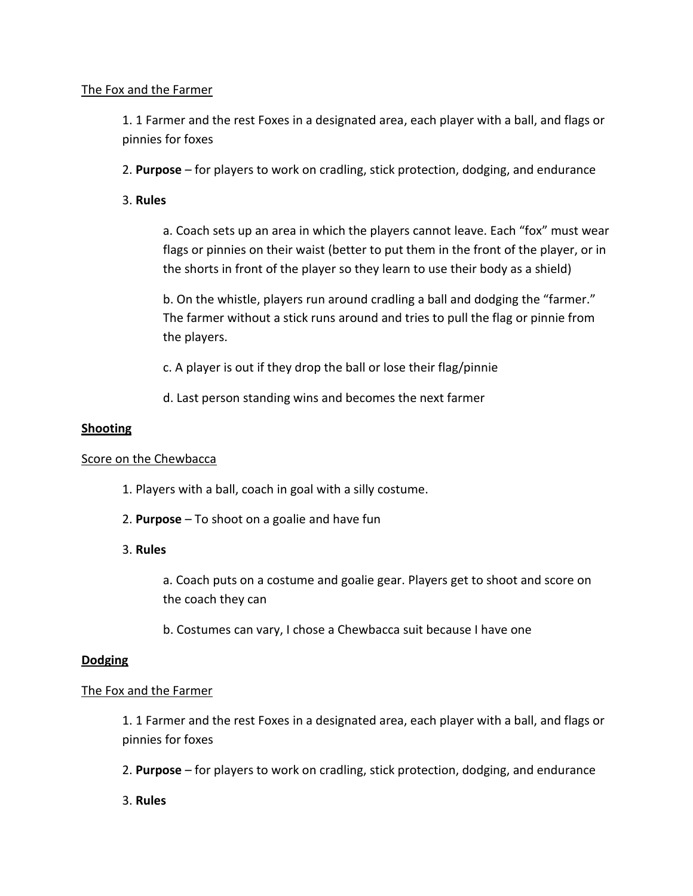The Fox and the Farmer

1. 1 Farmer and the rest Foxes in a designated area, each player with a ball, and flags or pinnies for foxes

2. **Purpose** – for players to work on cradling, stick protection, dodging, and endurance

3. **Rules**

    a. Coach sets up an area in which the players cannot leave. Each "fox" must wear flags or pinnies on their waist (better to put them in the front of the player, or in the shorts in front of the player so they learn to use their body as a shield)

    b. On the whistle, players run around cradling a ball and dodging the "farmer." The farmer without a stick runs around and tries to pull the flag or pinnie from the players.

    c. A player is out if they drop the ball or lose their flag/pinnie

    d. Last person standing wins and becomes the next farmer

**Shooting**

Score on the Chewbacca

1. Players with a ball, coach in goal with a silly costume.

2. **Purpose** – To shoot on a goalie and have fun

3. **Rules**

    a. Coach puts on a costume and goalie gear. Players get to shoot and score on the coach they can

    b. Costumes can vary, I chose a Chewbacca suit because I have one

**Dodging**

The Fox and the Farmer

1. 1 Farmer and the rest Foxes in a designated area, each player with a ball, and flags or pinnies for foxes

2. **Purpose** – for players to work on cradling, stick protection, dodging, and endurance

3. **Rules**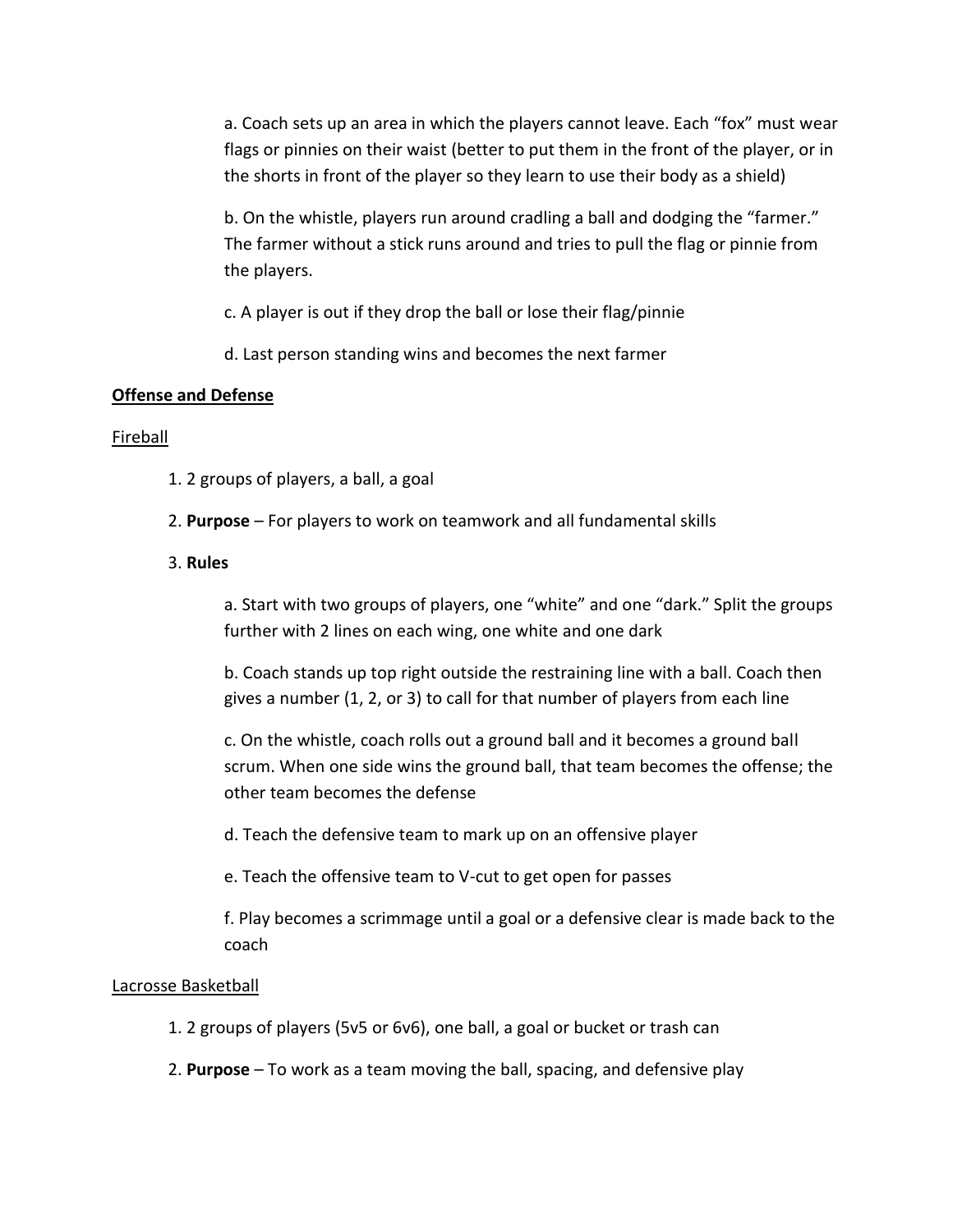a. Coach sets up an area in which the players cannot leave. Each "fox" must wear flags or pinnies on their waist (better to put them in the front of the player, or in the shorts in front of the player so they learn to use their body as a shield)

b. On the whistle, players run around cradling a ball and dodging the "farmer." The farmer without a stick runs around and tries to pull the flag or pinnie from the players.

c. A player is out if they drop the ball or lose their flag/pinnie

d. Last person standing wins and becomes the next farmer

**<u>Offense and Defense</u>**

<u>Fireball</u>

1. 2 groups of players, a ball, a goal
2. **Purpose** – For players to work on teamwork and all fundamental skills
3. **Rules**

a. Start with two groups of players, one "white" and one "dark." Split the groups further with 2 lines on each wing, one white and one dark

b. Coach stands up top right outside the restraining line with a ball. Coach then gives a number (1, 2, or 3) to call for that number of players from each line

c. On the whistle, coach rolls out a ground ball and it becomes a ground ball scrum. When one side wins the ground ball, that team becomes the offense; the other team becomes the defense

d. Teach the defensive team to mark up on an offensive player

e. Teach the offensive team to V-cut to get open for passes

f. Play becomes a scrimmage until a goal or a defensive clear is made back to the coach

<u>Lacrosse Basketball</u>

1. 2 groups of players (5v5 or 6v6), one ball, a goal or bucket or trash can
2. **Purpose** – To work as a team moving the ball, spacing, and defensive play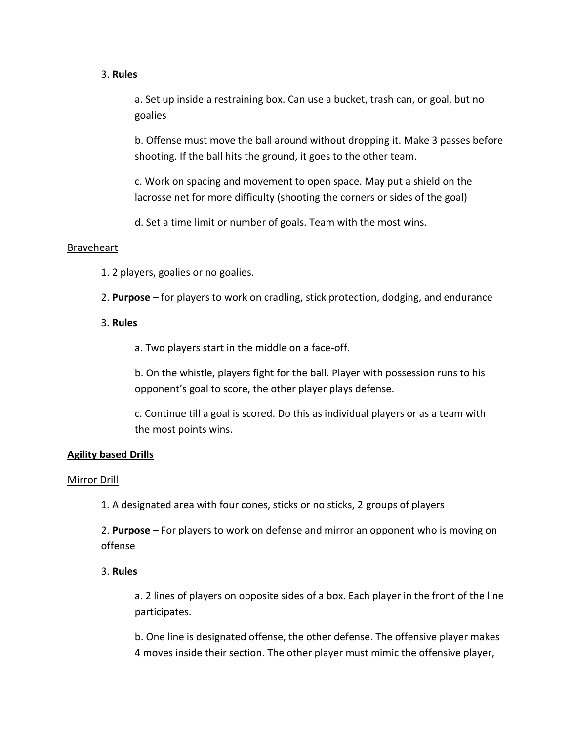3. **Rules**

   a. Set up inside a restraining box. Can use a bucket, trash can, or goal, but no goalies

   b. Offense must move the ball around without dropping it. Make 3 passes before shooting. If the ball hits the ground, it goes to the other team.

   c. Work on spacing and movement to open space. May put a shield on the lacrosse net for more difficulty (shooting the corners or sides of the goal)

   d. Set a time limit or number of goals. Team with the most wins.

<u>Braveheart</u>

1. 2 players, goalies or no goalies.

2. **Purpose** – for players to work on cradling, stick protection, dodging, and endurance

3. **Rules**

   a. Two players start in the middle on a face-off.

   b. On the whistle, players fight for the ball. Player with possession runs to his opponent's goal to score, the other player plays defense.

   c. Continue till a goal is scored. Do this as individual players or as a team with the most points wins.

<u>**Agility based Drills**</u>

<u>Mirror Drill</u>

1. A designated area with four cones, sticks or no sticks, 2 groups of players

2. **Purpose** – For players to work on defense and mirror an opponent who is moving on offense

3. **Rules**

   a. 2 lines of players on opposite sides of a box. Each player in the front of the line participates.

   b. One line is designated offense, the other defense. The offensive player makes 4 moves inside their section. The other player must mimic the offensive player,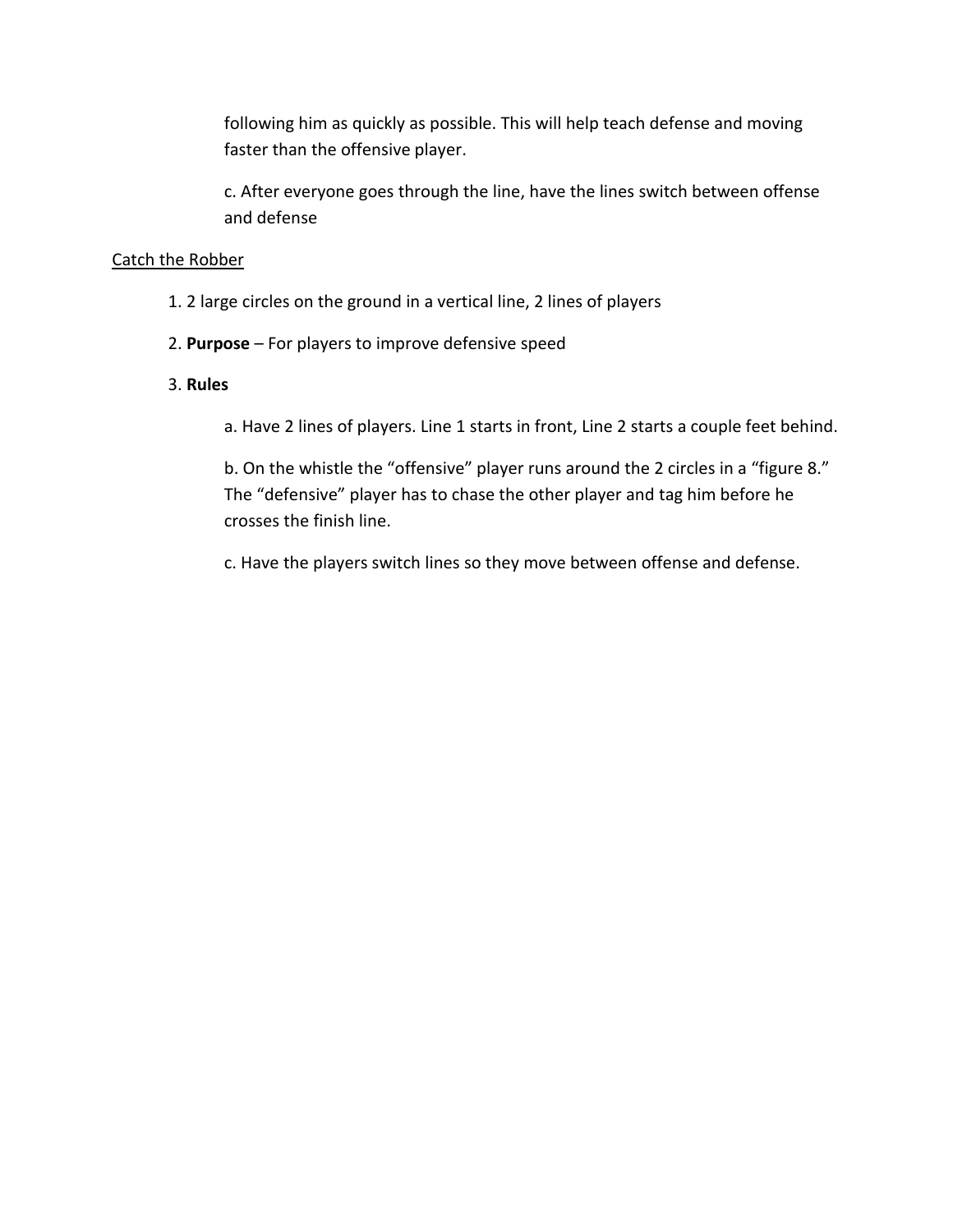following him as quickly as possible. This will help teach defense and moving faster than the offensive player.

c. After everyone goes through the line, have the lines switch between offense and defense

<u>Catch the Robber</u>

1. 2 large circles on the ground in a vertical line, 2 lines of players

2. **Purpose** – For players to improve defensive speed

3. **Rules**

   a. Have 2 lines of players. Line 1 starts in front, Line 2 starts a couple feet behind.

   b. On the whistle the "offensive" player runs around the 2 circles in a "figure 8." The "defensive" player has to chase the other player and tag him before he crosses the finish line.

   c. Have the players switch lines so they move between offense and defense.